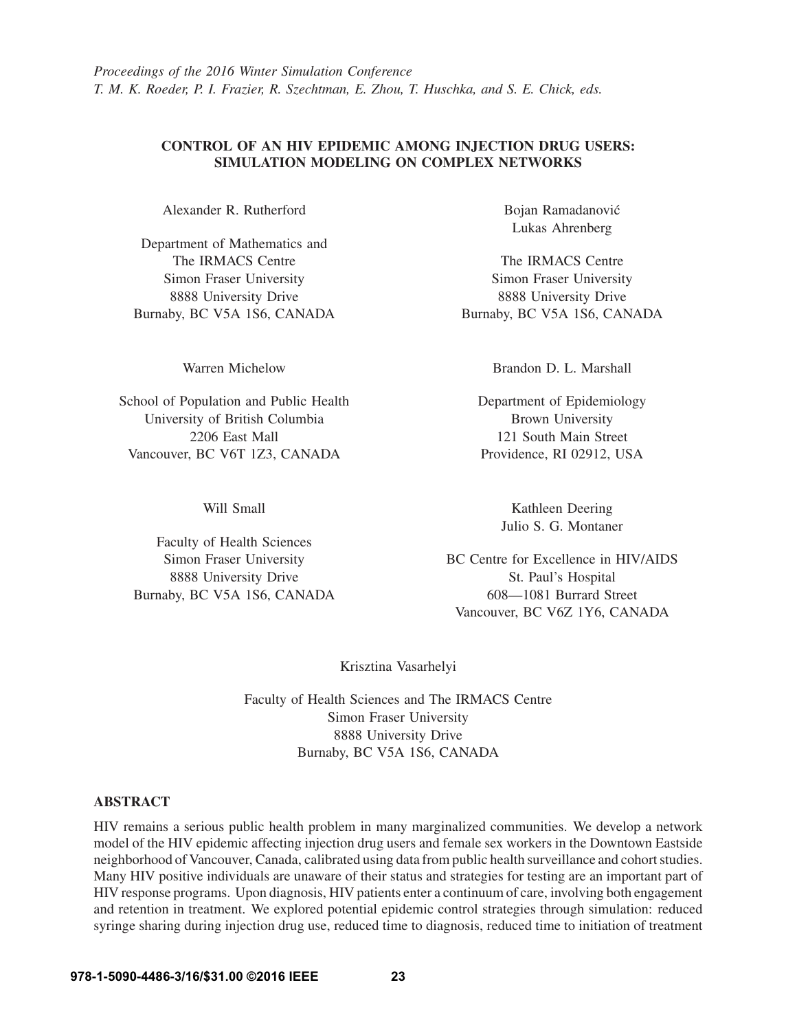*Proceedings of the 2016 Winter Simulation Conference*
*T. M. K. Roeder, P. I. Frazier, R. Szechtman, E. Zhou, T. Huschka, and S. E. Chick, eds.*

# CONTROL OF AN HIV EPIDEMIC AMONG INJECTION DRUG USERS: SIMULATION MODELING ON COMPLEX NETWORKS

Alexander R. Rutherford

Department of Mathematics and
The IRMACS Centre
Simon Fraser University
8888 University Drive
Burnaby, BC V5A 1S6, CANADA

Bojan Ramadanović
Lukas Ahrenberg

The IRMACS Centre
Simon Fraser University
8888 University Drive
Burnaby, BC V5A 1S6, CANADA

Warren Michelow

School of Population and Public Health
University of British Columbia
2206 East Mall
Vancouver, BC V6T 1Z3, CANADA

Brandon D. L. Marshall

Department of Epidemiology
Brown University
121 South Main Street
Providence, RI 02912, USA

Will Small

Faculty of Health Sciences
Simon Fraser University
8888 University Drive
Burnaby, BC V5A 1S6, CANADA

Kathleen Deering
Julio S. G. Montaner

BC Centre for Excellence in HIV/AIDS
St. Paul's Hospital
608—1081 Burrard Street
Vancouver, BC V6Z 1Y6, CANADA

Krisztina Vasarhelyi

Faculty of Health Sciences and The IRMACS Centre
Simon Fraser University
8888 University Drive
Burnaby, BC V5A 1S6, CANADA

## ABSTRACT

HIV remains a serious public health problem in many marginalized communities. We develop a network model of the HIV epidemic affecting injection drug users and female sex workers in the Downtown Eastside neighborhood of Vancouver, Canada, calibrated using data from public health surveillance and cohort studies. Many HIV positive individuals are unaware of their status and strategies for testing are an important part of HIV response programs. Upon diagnosis, HIV patients enter a continuum of care, involving both engagement and retention in treatment. We explored potential epidemic control strategies through simulation: reduced syringe sharing during injection drug use, reduced time to diagnosis, reduced time to initiation of treatment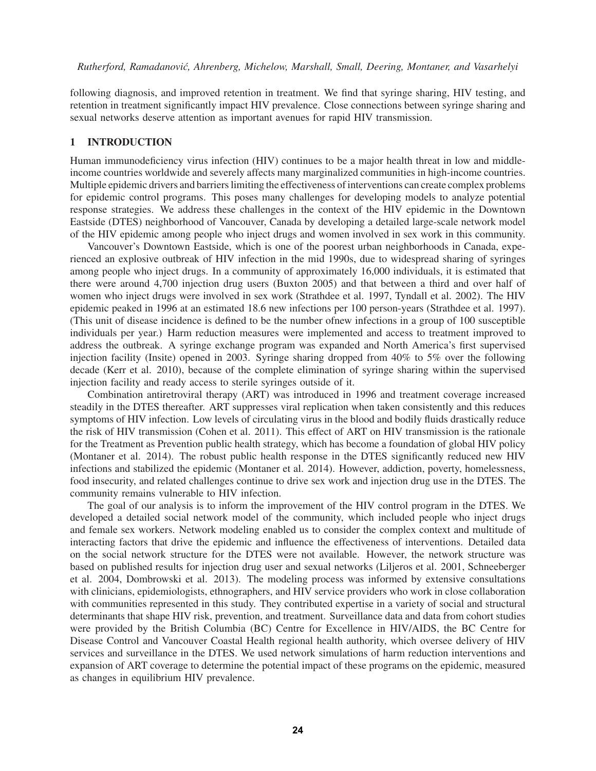following diagnosis, and improved retention in treatment. We find that syringe sharing, HIV testing, and retention in treatment significantly impact HIV prevalence. Close connections between syringe sharing and sexual networks deserve attention as important avenues for rapid HIV transmission.

## 1 INTRODUCTION

Human immunodeficiency virus infection (HIV) continues to be a major health threat in low and middle-income countries worldwide and severely affects many marginalized communities in high-income countries. Multiple epidemic drivers and barriers limiting the effectiveness of interventions can create complex problems for epidemic control programs. This poses many challenges for developing models to analyze potential response strategies. We address these challenges in the context of the HIV epidemic in the Downtown Eastside (DTES) neighborhood of Vancouver, Canada by developing a detailed large-scale network model of the HIV epidemic among people who inject drugs and women involved in sex work in this community.

Vancouver's Downtown Eastside, which is one of the poorest urban neighborhoods in Canada, experienced an explosive outbreak of HIV infection in the mid 1990s, due to widespread sharing of syringes among people who inject drugs. In a community of approximately 16,000 individuals, it is estimated that there were around 4,700 injection drug users (Buxton 2005) and that between a third and over half of women who inject drugs were involved in sex work (Strathdee et al. 1997, Tyndall et al. 2002). The HIV epidemic peaked in 1996 at an estimated 18.6 new infections per 100 person-years (Strathdee et al. 1997). (This unit of disease incidence is defined to be the number ofnew infections in a group of 100 susceptible individuals per year.) Harm reduction measures were implemented and access to treatment improved to address the outbreak. A syringe exchange program was expanded and North America's first supervised injection facility (Insite) opened in 2003. Syringe sharing dropped from 40% to 5% over the following decade (Kerr et al. 2010), because of the complete elimination of syringe sharing within the supervised injection facility and ready access to sterile syringes outside of it.

Combination antiretroviral therapy (ART) was introduced in 1996 and treatment coverage increased steadily in the DTES thereafter. ART suppresses viral replication when taken consistently and this reduces symptoms of HIV infection. Low levels of circulating virus in the blood and bodily fluids drastically reduce the risk of HIV transmission (Cohen et al. 2011). This effect of ART on HIV transmission is the rationale for the Treatment as Prevention public health strategy, which has become a foundation of global HIV policy (Montaner et al. 2014). The robust public health response in the DTES significantly reduced new HIV infections and stabilized the epidemic (Montaner et al. 2014). However, addiction, poverty, homelessness, food insecurity, and related challenges continue to drive sex work and injection drug use in the DTES. The community remains vulnerable to HIV infection.

The goal of our analysis is to inform the improvement of the HIV control program in the DTES. We developed a detailed social network model of the community, which included people who inject drugs and female sex workers. Network modeling enabled us to consider the complex context and multitude of interacting factors that drive the epidemic and influence the effectiveness of interventions. Detailed data on the social network structure for the DTES were not available. However, the network structure was based on published results for injection drug user and sexual networks (Liljeros et al. 2001, Schneeberger et al. 2004, Dombrowski et al. 2013). The modeling process was informed by extensive consultations with clinicians, epidemiologists, ethnographers, and HIV service providers who work in close collaboration with communities represented in this study. They contributed expertise in a variety of social and structural determinants that shape HIV risk, prevention, and treatment. Surveillance data and data from cohort studies were provided by the British Columbia (BC) Centre for Excellence in HIV/AIDS, the BC Centre for Disease Control and Vancouver Coastal Health regional health authority, which oversee delivery of HIV services and surveillance in the DTES. We used network simulations of harm reduction interventions and expansion of ART coverage to determine the potential impact of these programs on the epidemic, measured as changes in equilibrium HIV prevalence.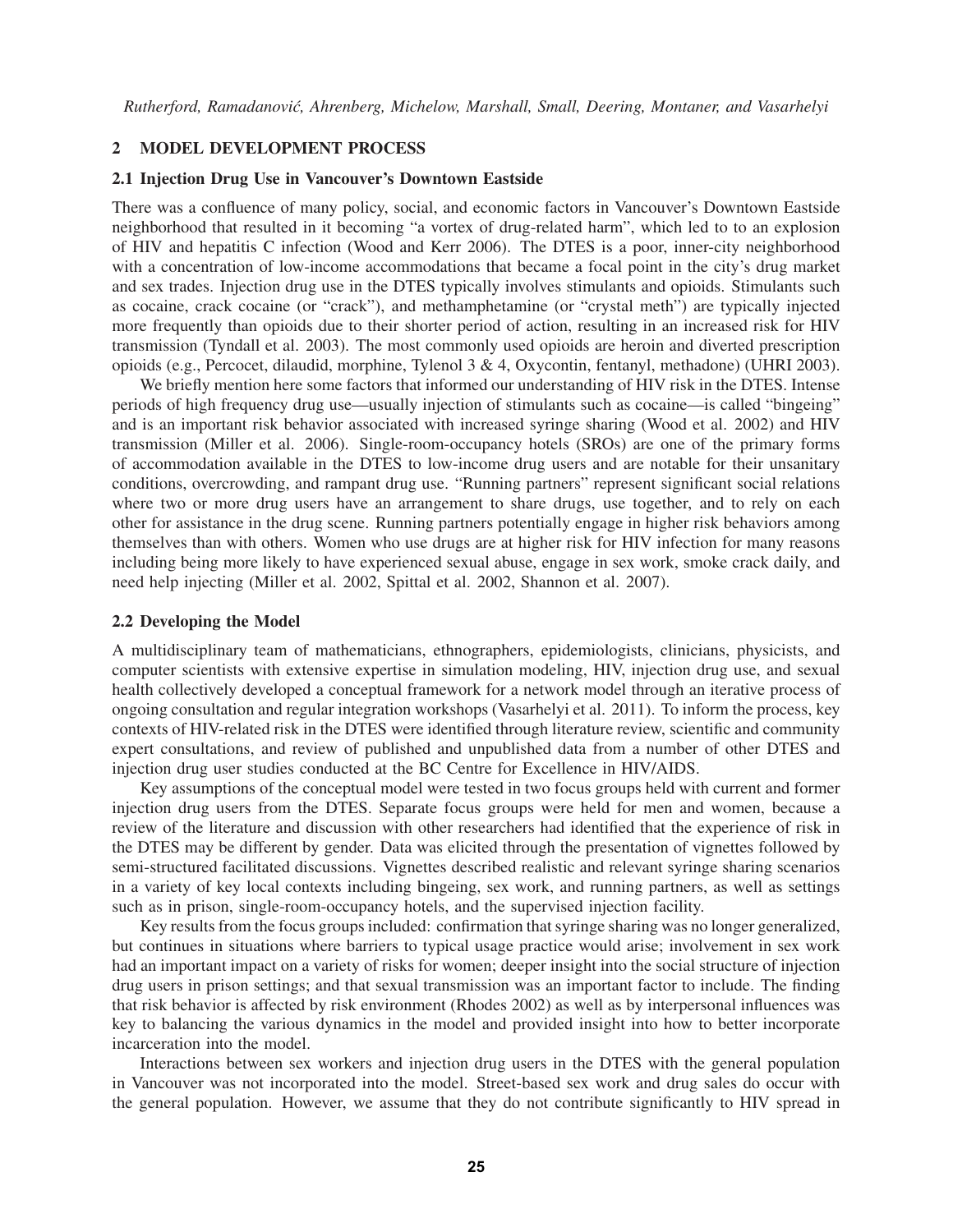## 2 MODEL DEVELOPMENT PROCESS

### 2.1 Injection Drug Use in Vancouver's Downtown Eastside

There was a confluence of many policy, social, and economic factors in Vancouver's Downtown Eastside neighborhood that resulted in it becoming "a vortex of drug-related harm", which led to to an explosion of HIV and hepatitis C infection (Wood and Kerr 2006). The DTES is a poor, inner-city neighborhood with a concentration of low-income accommodations that became a focal point in the city's drug market and sex trades. Injection drug use in the DTES typically involves stimulants and opioids. Stimulants such as cocaine, crack cocaine (or "crack"), and methamphetamine (or "crystal meth") are typically injected more frequently than opioids due to their shorter period of action, resulting in an increased risk for HIV transmission (Tyndall et al. 2003). The most commonly used opioids are heroin and diverted prescription opioids (e.g., Percocet, dilaudid, morphine, Tylenol 3 & 4, Oxycontin, fentanyl, methadone) (UHRI 2003).

We briefly mention here some factors that informed our understanding of HIV risk in the DTES. Intense periods of high frequency drug use—usually injection of stimulants such as cocaine—is called "bingeing" and is an important risk behavior associated with increased syringe sharing (Wood et al. 2002) and HIV transmission (Miller et al. 2006). Single-room-occupancy hotels (SROs) are one of the primary forms of accommodation available in the DTES to low-income drug users and are notable for their unsanitary conditions, overcrowding, and rampant drug use. "Running partners" represent significant social relations where two or more drug users have an arrangement to share drugs, use together, and to rely on each other for assistance in the drug scene. Running partners potentially engage in higher risk behaviors among themselves than with others. Women who use drugs are at higher risk for HIV infection for many reasons including being more likely to have experienced sexual abuse, engage in sex work, smoke crack daily, and need help injecting (Miller et al. 2002, Spittal et al. 2002, Shannon et al. 2007).

### 2.2 Developing the Model

A multidisciplinary team of mathematicians, ethnographers, epidemiologists, clinicians, physicists, and computer scientists with extensive expertise in simulation modeling, HIV, injection drug use, and sexual health collectively developed a conceptual framework for a network model through an iterative process of ongoing consultation and regular integration workshops (Vasarhelyi et al. 2011). To inform the process, key contexts of HIV-related risk in the DTES were identified through literature review, scientific and community expert consultations, and review of published and unpublished data from a number of other DTES and injection drug user studies conducted at the BC Centre for Excellence in HIV/AIDS.

Key assumptions of the conceptual model were tested in two focus groups held with current and former injection drug users from the DTES. Separate focus groups were held for men and women, because a review of the literature and discussion with other researchers had identified that the experience of risk in the DTES may be different by gender. Data was elicited through the presentation of vignettes followed by semi-structured facilitated discussions. Vignettes described realistic and relevant syringe sharing scenarios in a variety of key local contexts including bingeing, sex work, and running partners, as well as settings such as in prison, single-room-occupancy hotels, and the supervised injection facility.

Key results from the focus groups included: confirmation that syringe sharing was no longer generalized, but continues in situations where barriers to typical usage practice would arise; involvement in sex work had an important impact on a variety of risks for women; deeper insight into the social structure of injection drug users in prison settings; and that sexual transmission was an important factor to include. The finding that risk behavior is affected by risk environment (Rhodes 2002) as well as by interpersonal influences was key to balancing the various dynamics in the model and provided insight into how to better incorporate incarceration into the model.

Interactions between sex workers and injection drug users in the DTES with the general population in Vancouver was not incorporated into the model. Street-based sex work and drug sales do occur with the general population. However, we assume that they do not contribute significantly to HIV spread in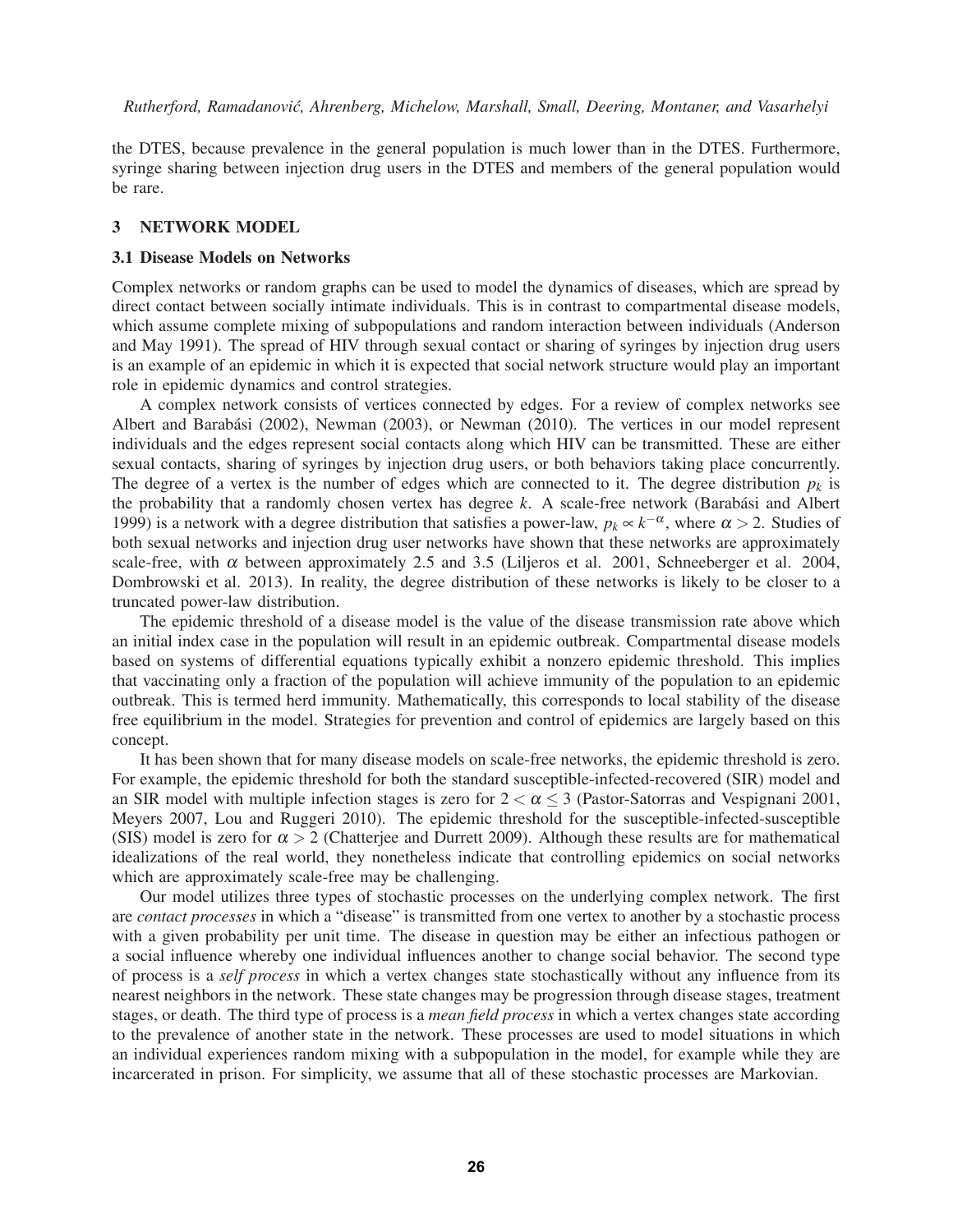the DTES, because prevalence in the general population is much lower than in the DTES. Furthermore, syringe sharing between injection drug users in the DTES and members of the general population would be rare.

## 3 NETWORK MODEL

### 3.1 Disease Models on Networks

Complex networks or random graphs can be used to model the dynamics of diseases, which are spread by direct contact between socially intimate individuals. This is in contrast to compartmental disease models, which assume complete mixing of subpopulations and random interaction between individuals (Anderson and May 1991). The spread of HIV through sexual contact or sharing of syringes by injection drug users is an example of an epidemic in which it is expected that social network structure would play an important role in epidemic dynamics and control strategies.

A complex network consists of vertices connected by edges. For a review of complex networks see Albert and Barabási (2002), Newman (2003), or Newman (2010). The vertices in our model represent individuals and the edges represent social contacts along which HIV can be transmitted. These are either sexual contacts, sharing of syringes by injection drug users, or both behaviors taking place concurrently. The degree of a vertex is the number of edges which are connected to it. The degree distribution $p_k$ is the probability that a randomly chosen vertex has degree $k$. A scale-free network (Barabási and Albert 1999) is a network with a degree distribution that satisfies a power-law, $p_k \propto k^{-\alpha}$, where $\alpha > 2$. Studies of both sexual networks and injection drug user networks have shown that these networks are approximately scale-free, with $\alpha$ between approximately 2.5 and 3.5 (Liljeros et al. 2001, Schneeberger et al. 2004, Dombrowski et al. 2013). In reality, the degree distribution of these networks is likely to be closer to a truncated power-law distribution.

The epidemic threshold of a disease model is the value of the disease transmission rate above which an initial index case in the population will result in an epidemic outbreak. Compartmental disease models based on systems of differential equations typically exhibit a nonzero epidemic threshold. This implies that vaccinating only a fraction of the population will achieve immunity of the population to an epidemic outbreak. This is termed herd immunity. Mathematically, this corresponds to local stability of the disease free equilibrium in the model. Strategies for prevention and control of epidemics are largely based on this concept.

It has been shown that for many disease models on scale-free networks, the epidemic threshold is zero. For example, the epidemic threshold for both the standard susceptible-infected-recovered (SIR) model and an SIR model with multiple infection stages is zero for $2 < \alpha \leq 3$ (Pastor-Satorras and Vespignani 2001, Meyers 2007, Lou and Ruggeri 2010). The epidemic threshold for the susceptible-infected-susceptible (SIS) model is zero for $\alpha > 2$ (Chatterjee and Durrett 2009). Although these results are for mathematical idealizations of the real world, they nonetheless indicate that controlling epidemics on social networks which are approximately scale-free may be challenging.

Our model utilizes three types of stochastic processes on the underlying complex network. The first are *contact processes* in which a "disease" is transmitted from one vertex to another by a stochastic process with a given probability per unit time. The disease in question may be either an infectious pathogen or a social influence whereby one individual influences another to change social behavior. The second type of process is a *self process* in which a vertex changes state stochastically without any influence from its nearest neighbors in the network. These state changes may be progression through disease stages, treatment stages, or death. The third type of process is a *mean field process* in which a vertex changes state according to the prevalence of another state in the network. These processes are used to model situations in which an individual experiences random mixing with a subpopulation in the model, for example while they are incarcerated in prison. For simplicity, we assume that all of these stochastic processes are Markovian.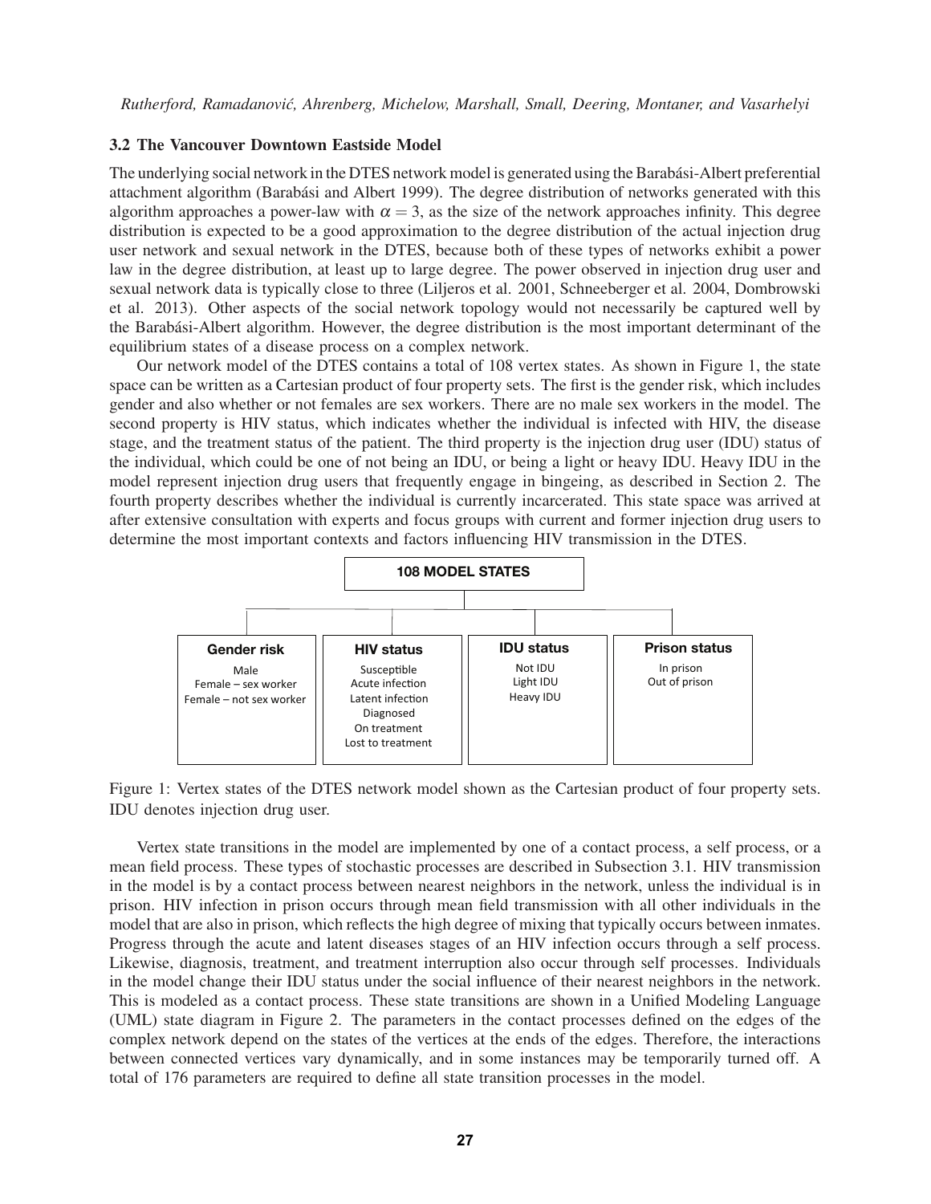### 3.2 The Vancouver Downtown Eastside Model

The underlying social network in the DTES network model is generated using the Barabási-Albert preferential attachment algorithm (Barabási and Albert 1999). The degree distribution of networks generated with this algorithm approaches a power-law with $\alpha = 3$, as the size of the network approaches infinity. This degree distribution is expected to be a good approximation to the degree distribution of the actual injection drug user network and sexual network in the DTES, because both of these types of networks exhibit a power law in the degree distribution, at least up to large degree. The power observed in injection drug user and sexual network data is typically close to three (Liljeros et al. 2001, Schneeberger et al. 2004, Dombrowski et al. 2013). Other aspects of the social network topology would not necessarily be captured well by the Barabási-Albert algorithm. However, the degree distribution is the most important determinant of the equilibrium states of a disease process on a complex network.

Our network model of the DTES contains a total of 108 vertex states. As shown in Figure 1, the state space can be written as a Cartesian product of four property sets. The first is the gender risk, which includes gender and also whether or not females are sex workers. There are no male sex workers in the model. The second property is HIV status, which indicates whether the individual is infected with HIV, the disease stage, and the treatment status of the patient. The third property is the injection drug user (IDU) status of the individual, which could be one of not being an IDU, or being a light or heavy IDU. Heavy IDU in the model represent injection drug users that frequently engage in bingeing, as described in Section 2. The fourth property describes whether the individual is currently incarcerated. This state space was arrived at after extensive consultation with experts and focus groups with current and former injection drug users to determine the most important contexts and factors influencing HIV transmission in the DTES.

**108 MODEL STATES**

| **Gender risk** | **HIV status** | **IDU status** | **Prison status** |
|---|---|---|---|
| Male | Susceptible | Not IDU | In prison |
| Female – sex worker | Acute infection | Light IDU | Out of prison |
| Female – not sex worker | Latent infection | Heavy IDU | |
| | Diagnosed | | |
| | On treatment | | |
| | Lost to treatment | | |

Figure 1: Vertex states of the DTES network model shown as the Cartesian product of four property sets. IDU denotes injection drug user.

Vertex state transitions in the model are implemented by one of a contact process, a self process, or a mean field process. These types of stochastic processes are described in Subsection 3.1. HIV transmission in the model is by a contact process between nearest neighbors in the network, unless the individual is in prison. HIV infection in prison occurs through mean field transmission with all other individuals in the model that are also in prison, which reflects the high degree of mixing that typically occurs between inmates. Progress through the acute and latent diseases stages of an HIV infection occurs through a self process. Likewise, diagnosis, treatment, and treatment interruption also occur through self processes. Individuals in the model change their IDU status under the social influence of their nearest neighbors in the network. This is modeled as a contact process. These state transitions are shown in a Unified Modeling Language (UML) state diagram in Figure 2. The parameters in the contact processes defined on the edges of the complex network depend on the states of the vertices at the ends of the edges. Therefore, the interactions between connected vertices vary dynamically, and in some instances may be temporarily turned off. A total of 176 parameters are required to define all state transition processes in the model.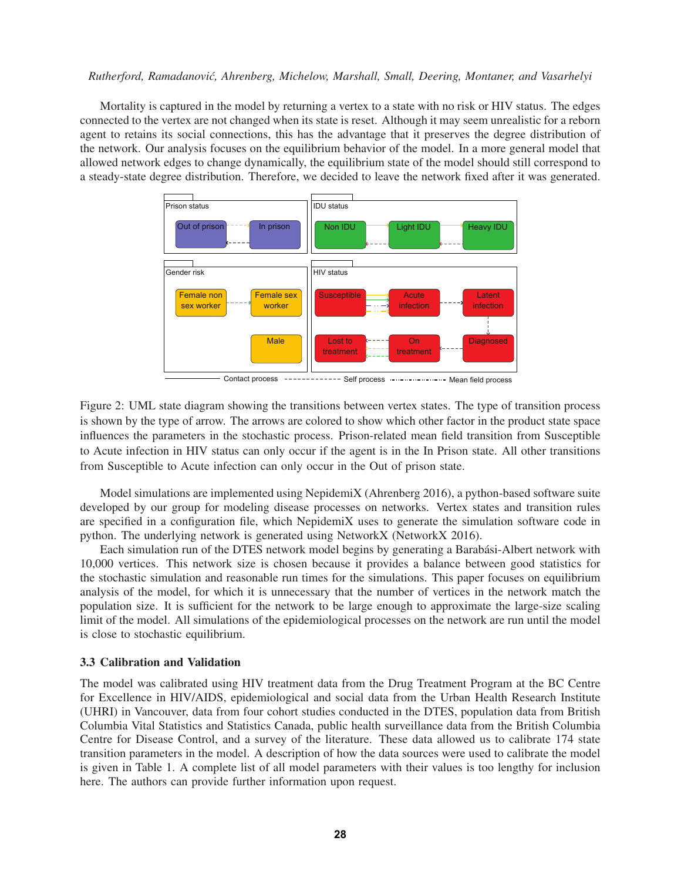Mortality is captured in the model by returning a vertex to a state with no risk or HIV status. The edges connected to the vertex are not changed when its state is reset. Although it may seem unrealistic for a reborn agent to retains its social connections, this has the advantage that it preserves the degree distribution of the network. Our analysis focuses on the equilibrium behavior of the model. In a more general model that allowed network edges to change dynamically, the equilibrium state of the model should still correspond to a steady-state degree distribution. Therefore, we decided to leave the network fixed after it was generated.

Figure 2: UML state diagram showing the transitions between vertex states. The type of transition process is shown by the type of arrow. The arrows are colored to show which other factor in the product state space influences the parameters in the stochastic process. Prison-related mean field transition from Susceptible to Acute infection in HIV status can only occur if the agent is in the In Prison state. All other transitions from Susceptible to Acute infection can only occur in the Out of prison state.

Model simulations are implemented using NepidemiX (Ahrenberg 2016), a python-based software suite developed by our group for modeling disease processes on networks. Vertex states and transition rules are specified in a configuration file, which NepidemiX uses to generate the simulation software code in python. The underlying network is generated using NetworkX (NetworkX 2016).

Each simulation run of the DTES network model begins by generating a Barabási-Albert network with 10,000 vertices. This network size is chosen because it provides a balance between good statistics for the stochastic simulation and reasonable run times for the simulations. This paper focuses on equilibrium analysis of the model, for which it is unnecessary that the number of vertices in the network match the population size. It is sufficient for the network to be large enough to approximate the large-size scaling limit of the model. All simulations of the epidemiological processes on the network are run until the model is close to stochastic equilibrium.

### 3.3 Calibration and Validation

The model was calibrated using HIV treatment data from the Drug Treatment Program at the BC Centre for Excellence in HIV/AIDS, epidemiological and social data from the Urban Health Research Institute (UHRI) in Vancouver, data from four cohort studies conducted in the DTES, population data from British Columbia Vital Statistics and Statistics Canada, public health surveillance data from the British Columbia Centre for Disease Control, and a survey of the literature. These data allowed us to calibrate 174 state transition parameters in the model. A description of how the data sources were used to calibrate the model is given in Table 1. A complete list of all model parameters with their values is too lengthy for inclusion here. The authors can provide further information upon request.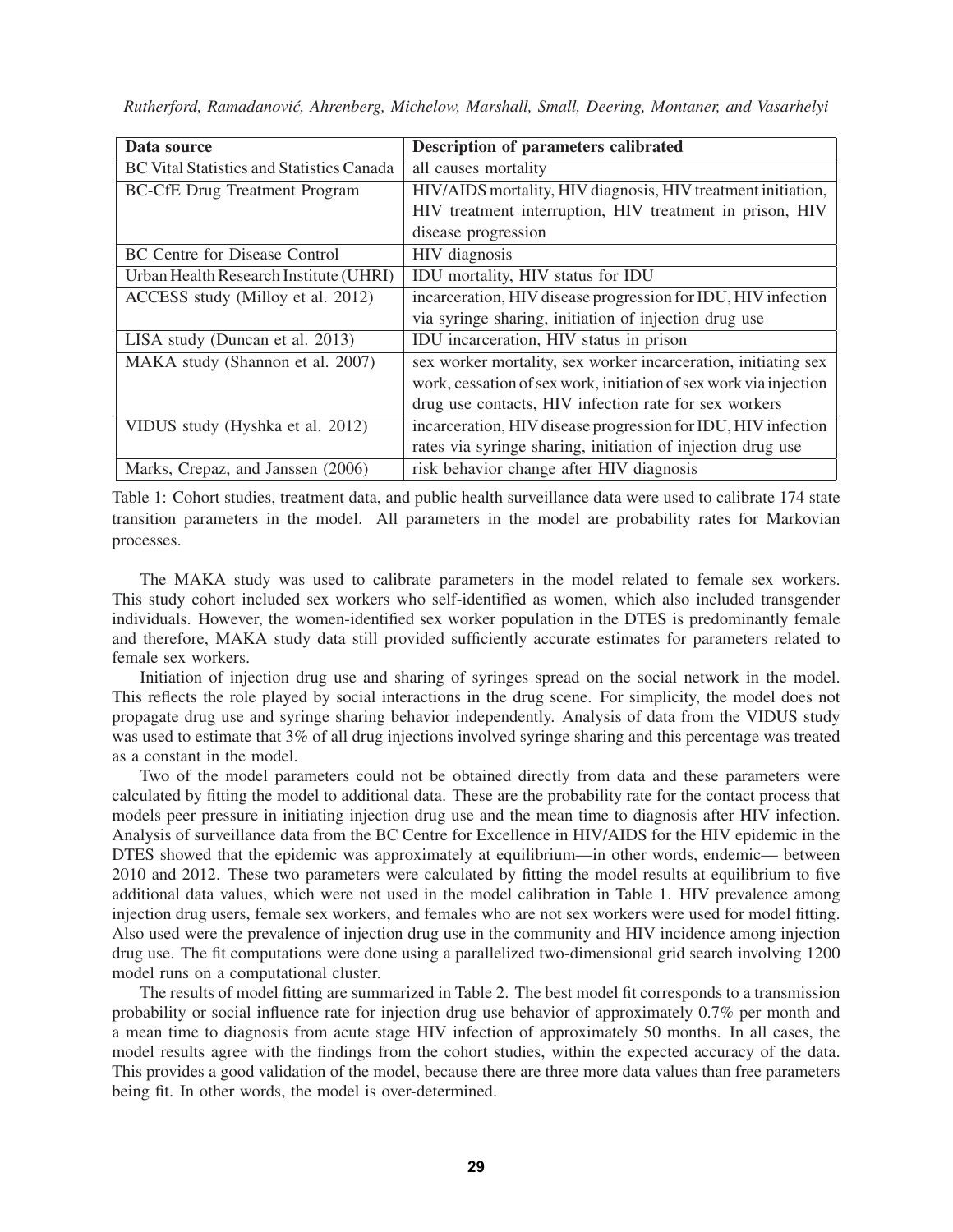| Data source | Description of parameters calibrated |
|---|---|
| BC Vital Statistics and Statistics Canada | all causes mortality |
| BC-CfE Drug Treatment Program | HIV/AIDS mortality, HIV diagnosis, HIV treatment initiation, HIV treatment interruption, HIV treatment in prison, HIV disease progression |
| BC Centre for Disease Control | HIV diagnosis |
| Urban Health Research Institute (UHRI) | IDU mortality, HIV status for IDU |
| ACCESS study (Milloy et al. 2012) | incarceration, HIV disease progression for IDU, HIV infection via syringe sharing, initiation of injection drug use |
| LISA study (Duncan et al. 2013) | IDU incarceration, HIV status in prison |
| MAKA study (Shannon et al. 2007) | sex worker mortality, sex worker incarceration, initiating sex work, cessation of sex work, initiation of sex work via injection drug use contacts, HIV infection rate for sex workers |
| VIDUS study (Hyshka et al. 2012) | incarceration, HIV disease progression for IDU, HIV infection rates via syringe sharing, initiation of injection drug use |
| Marks, Crepaz, and Janssen (2006) | risk behavior change after HIV diagnosis |

Table 1: Cohort studies, treatment data, and public health surveillance data were used to calibrate 174 state transition parameters in the model. All parameters in the model are probability rates for Markovian processes.

The MAKA study was used to calibrate parameters in the model related to female sex workers. This study cohort included sex workers who self-identified as women, which also included transgender individuals. However, the women-identified sex worker population in the DTES is predominantly female and therefore, MAKA study data still provided sufficiently accurate estimates for parameters related to female sex workers.

Initiation of injection drug use and sharing of syringes spread on the social network in the model. This reflects the role played by social interactions in the drug scene. For simplicity, the model does not propagate drug use and syringe sharing behavior independently. Analysis of data from the VIDUS study was used to estimate that 3% of all drug injections involved syringe sharing and this percentage was treated as a constant in the model.

Two of the model parameters could not be obtained directly from data and these parameters were calculated by fitting the model to additional data. These are the probability rate for the contact process that models peer pressure in initiating injection drug use and the mean time to diagnosis after HIV infection. Analysis of surveillance data from the BC Centre for Excellence in HIV/AIDS for the HIV epidemic in the DTES showed that the epidemic was approximately at equilibrium—in other words, endemic— between 2010 and 2012. These two parameters were calculated by fitting the model results at equilibrium to five additional data values, which were not used in the model calibration in Table 1. HIV prevalence among injection drug users, female sex workers, and females who are not sex workers were used for model fitting. Also used were the prevalence of injection drug use in the community and HIV incidence among injection drug use. The fit computations were done using a parallelized two-dimensional grid search involving 1200 model runs on a computational cluster.

The results of model fitting are summarized in Table 2. The best model fit corresponds to a transmission probability or social influence rate for injection drug use behavior of approximately 0.7% per month and a mean time to diagnosis from acute stage HIV infection of approximately 50 months. In all cases, the model results agree with the findings from the cohort studies, within the expected accuracy of the data. This provides a good validation of the model, because there are three more data values than free parameters being fit. In other words, the model is over-determined.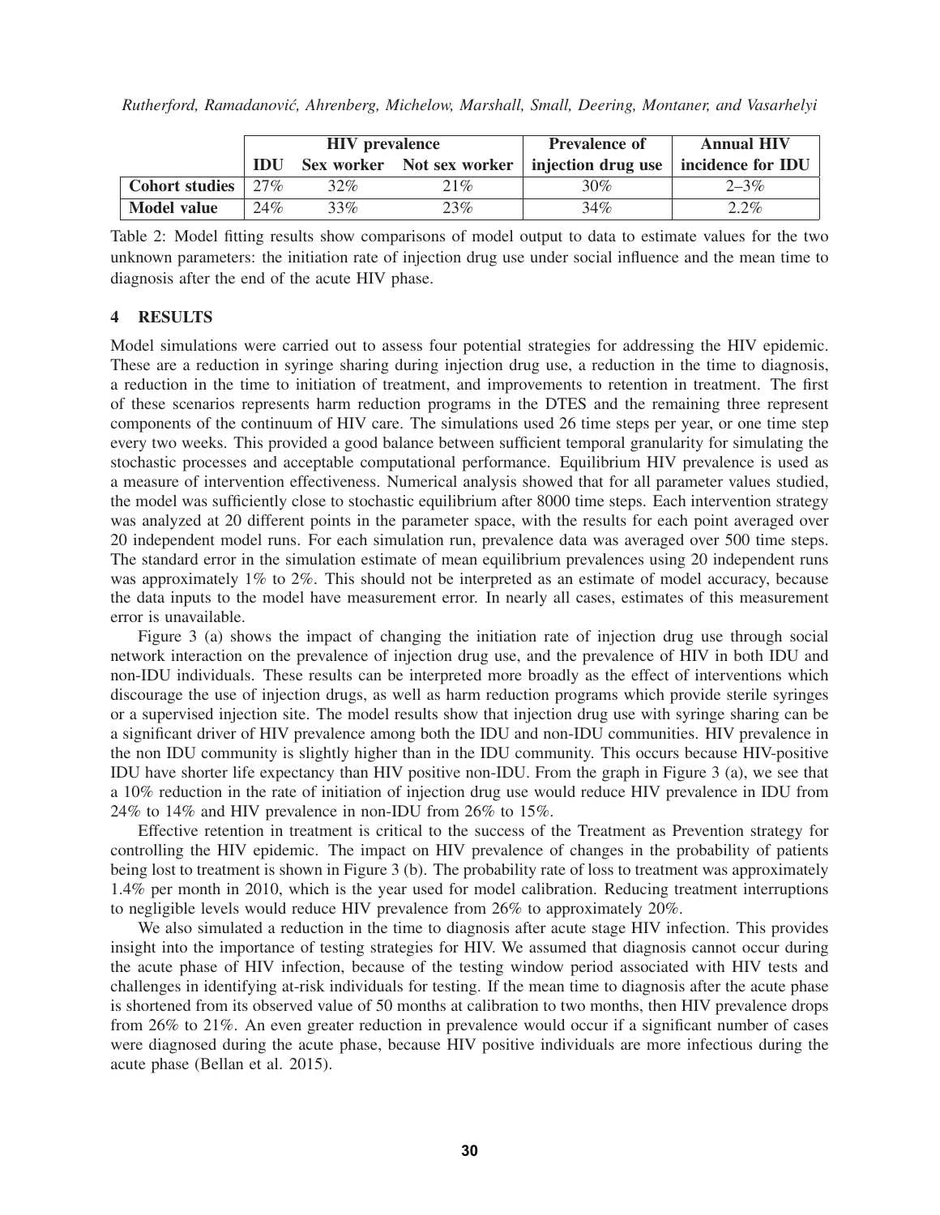| | HIV prevalence | | | Prevalence of | Annual HIV |
|---|---|---|---|---|---|
| | IDU | Sex worker | Not sex worker | injection drug use | incidence for IDU |
| **Cohort studies** | 27% | 32% | 21% | 30% | 2–3% |
| **Model value** | 24% | 33% | 23% | 34% | 2.2% |

Table 2: Model fitting results show comparisons of model output to data to estimate values for the two unknown parameters: the initiation rate of injection drug use under social influence and the mean time to diagnosis after the end of the acute HIV phase.

## 4 RESULTS

Model simulations were carried out to assess four potential strategies for addressing the HIV epidemic. These are a reduction in syringe sharing during injection drug use, a reduction in the time to diagnosis, a reduction in the time to initiation of treatment, and improvements to retention in treatment. The first of these scenarios represents harm reduction programs in the DTES and the remaining three represent components of the continuum of HIV care. The simulations used 26 time steps per year, or one time step every two weeks. This provided a good balance between sufficient temporal granularity for simulating the stochastic processes and acceptable computational performance. Equilibrium HIV prevalence is used as a measure of intervention effectiveness. Numerical analysis showed that for all parameter values studied, the model was sufficiently close to stochastic equilibrium after 8000 time steps. Each intervention strategy was analyzed at 20 different points in the parameter space, with the results for each point averaged over 20 independent model runs. For each simulation run, prevalence data was averaged over 500 time steps. The standard error in the simulation estimate of mean equilibrium prevalences using 20 independent runs was approximately 1% to 2%. This should not be interpreted as an estimate of model accuracy, because the data inputs to the model have measurement error. In nearly all cases, estimates of this measurement error is unavailable.

Figure 3 (a) shows the impact of changing the initiation rate of injection drug use through social network interaction on the prevalence of injection drug use, and the prevalence of HIV in both IDU and non-IDU individuals. These results can be interpreted more broadly as the effect of interventions which discourage the use of injection drugs, as well as harm reduction programs which provide sterile syringes or a supervised injection site. The model results show that injection drug use with syringe sharing can be a significant driver of HIV prevalence among both the IDU and non-IDU communities. HIV prevalence in the non IDU community is slightly higher than in the IDU community. This occurs because HIV-positive IDU have shorter life expectancy than HIV positive non-IDU. From the graph in Figure 3 (a), we see that a 10% reduction in the rate of initiation of injection drug use would reduce HIV prevalence in IDU from 24% to 14% and HIV prevalence in non-IDU from 26% to 15%.

Effective retention in treatment is critical to the success of the Treatment as Prevention strategy for controlling the HIV epidemic. The impact on HIV prevalence of changes in the probability of patients being lost to treatment is shown in Figure 3 (b). The probability rate of loss to treatment was approximately 1.4% per month in 2010, which is the year used for model calibration. Reducing treatment interruptions to negligible levels would reduce HIV prevalence from 26% to approximately 20%.

We also simulated a reduction in the time to diagnosis after acute stage HIV infection. This provides insight into the importance of testing strategies for HIV. We assumed that diagnosis cannot occur during the acute phase of HIV infection, because of the testing window period associated with HIV tests and challenges in identifying at-risk individuals for testing. If the mean time to diagnosis after the acute phase is shortened from its observed value of 50 months at calibration to two months, then HIV prevalence drops from 26% to 21%. An even greater reduction in prevalence would occur if a significant number of cases were diagnosed during the acute phase, because HIV positive individuals are more infectious during the acute phase (Bellan et al. 2015).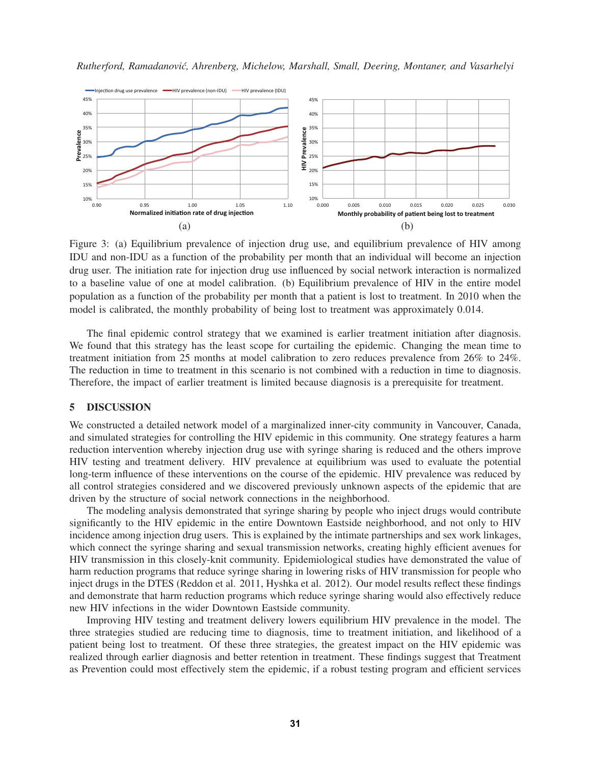Figure 3: (a) Equilibrium prevalence of injection drug use, and equilibrium prevalence of HIV among IDU and non-IDU as a function of the probability per month that an individual will become an injection drug user. The initiation rate for injection drug use influenced by social network interaction is normalized to a baseline value of one at model calibration. (b) Equilibrium prevalence of HIV in the entire model population as a function of the probability per month that a patient is lost to treatment. In 2010 when the model is calibrated, the monthly probability of being lost to treatment was approximately 0.014.

The final epidemic control strategy that we examined is earlier treatment initiation after diagnosis. We found that this strategy has the least scope for curtailing the epidemic. Changing the mean time to treatment initiation from 25 months at model calibration to zero reduces prevalence from 26% to 24%. The reduction in time to treatment in this scenario is not combined with a reduction in time to diagnosis. Therefore, the impact of earlier treatment is limited because diagnosis is a prerequisite for treatment.

## 5 DISCUSSION

We constructed a detailed network model of a marginalized inner-city community in Vancouver, Canada, and simulated strategies for controlling the HIV epidemic in this community. One strategy features a harm reduction intervention whereby injection drug use with syringe sharing is reduced and the others improve HIV testing and treatment delivery. HIV prevalence at equilibrium was used to evaluate the potential long-term influence of these interventions on the course of the epidemic. HIV prevalence was reduced by all control strategies considered and we discovered previously unknown aspects of the epidemic that are driven by the structure of social network connections in the neighborhood.

The modeling analysis demonstrated that syringe sharing by people who inject drugs would contribute significantly to the HIV epidemic in the entire Downtown Eastside neighborhood, and not only to HIV incidence among injection drug users. This is explained by the intimate partnerships and sex work linkages, which connect the syringe sharing and sexual transmission networks, creating highly efficient avenues for HIV transmission in this closely-knit community. Epidemiological studies have demonstrated the value of harm reduction programs that reduce syringe sharing in lowering risks of HIV transmission for people who inject drugs in the DTES (Reddon et al. 2011, Hyshka et al. 2012). Our model results reflect these findings and demonstrate that harm reduction programs which reduce syringe sharing would also effectively reduce new HIV infections in the wider Downtown Eastside community.

Improving HIV testing and treatment delivery lowers equilibrium HIV prevalence in the model. The three strategies studied are reducing time to diagnosis, time to treatment initiation, and likelihood of a patient being lost to treatment. Of these three strategies, the greatest impact on the HIV epidemic was realized through earlier diagnosis and better retention in treatment. These findings suggest that Treatment as Prevention could most effectively stem the epidemic, if a robust testing program and efficient services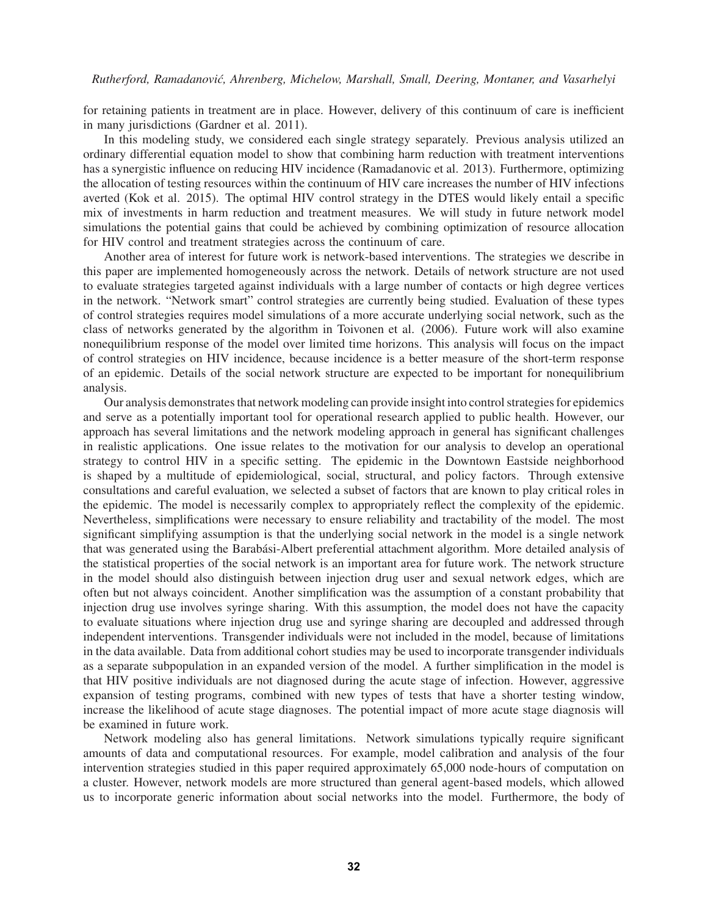for retaining patients in treatment are in place. However, delivery of this continuum of care is inefficient in many jurisdictions (Gardner et al. 2011).

In this modeling study, we considered each single strategy separately. Previous analysis utilized an ordinary differential equation model to show that combining harm reduction with treatment interventions has a synergistic influence on reducing HIV incidence (Ramadanovic et al. 2013). Furthermore, optimizing the allocation of testing resources within the continuum of HIV care increases the number of HIV infections averted (Kok et al. 2015). The optimal HIV control strategy in the DTES would likely entail a specific mix of investments in harm reduction and treatment measures. We will study in future network model simulations the potential gains that could be achieved by combining optimization of resource allocation for HIV control and treatment strategies across the continuum of care.

Another area of interest for future work is network-based interventions. The strategies we describe in this paper are implemented homogeneously across the network. Details of network structure are not used to evaluate strategies targeted against individuals with a large number of contacts or high degree vertices in the network. "Network smart" control strategies are currently being studied. Evaluation of these types of control strategies requires model simulations of a more accurate underlying social network, such as the class of networks generated by the algorithm in Toivonen et al. (2006). Future work will also examine nonequilibrium response of the model over limited time horizons. This analysis will focus on the impact of control strategies on HIV incidence, because incidence is a better measure of the short-term response of an epidemic. Details of the social network structure are expected to be important for nonequilibrium analysis.

Our analysis demonstrates that network modeling can provide insight into control strategies for epidemics and serve as a potentially important tool for operational research applied to public health. However, our approach has several limitations and the network modeling approach in general has significant challenges in realistic applications. One issue relates to the motivation for our analysis to develop an operational strategy to control HIV in a specific setting. The epidemic in the Downtown Eastside neighborhood is shaped by a multitude of epidemiological, social, structural, and policy factors. Through extensive consultations and careful evaluation, we selected a subset of factors that are known to play critical roles in the epidemic. The model is necessarily complex to appropriately reflect the complexity of the epidemic. Nevertheless, simplifications were necessary to ensure reliability and tractability of the model. The most significant simplifying assumption is that the underlying social network in the model is a single network that was generated using the Barabási-Albert preferential attachment algorithm. More detailed analysis of the statistical properties of the social network is an important area for future work. The network structure in the model should also distinguish between injection drug user and sexual network edges, which are often but not always coincident. Another simplification was the assumption of a constant probability that injection drug use involves syringe sharing. With this assumption, the model does not have the capacity to evaluate situations where injection drug use and syringe sharing are decoupled and addressed through independent interventions. Transgender individuals were not included in the model, because of limitations in the data available. Data from additional cohort studies may be used to incorporate transgender individuals as a separate subpopulation in an expanded version of the model. A further simplification in the model is that HIV positive individuals are not diagnosed during the acute stage of infection. However, aggressive expansion of testing programs, combined with new types of tests that have a shorter testing window, increase the likelihood of acute stage diagnoses. The potential impact of more acute stage diagnosis will be examined in future work.

Network modeling also has general limitations. Network simulations typically require significant amounts of data and computational resources. For example, model calibration and analysis of the four intervention strategies studied in this paper required approximately 65,000 node-hours of computation on a cluster. However, network models are more structured than general agent-based models, which allowed us to incorporate generic information about social networks into the model. Furthermore, the body of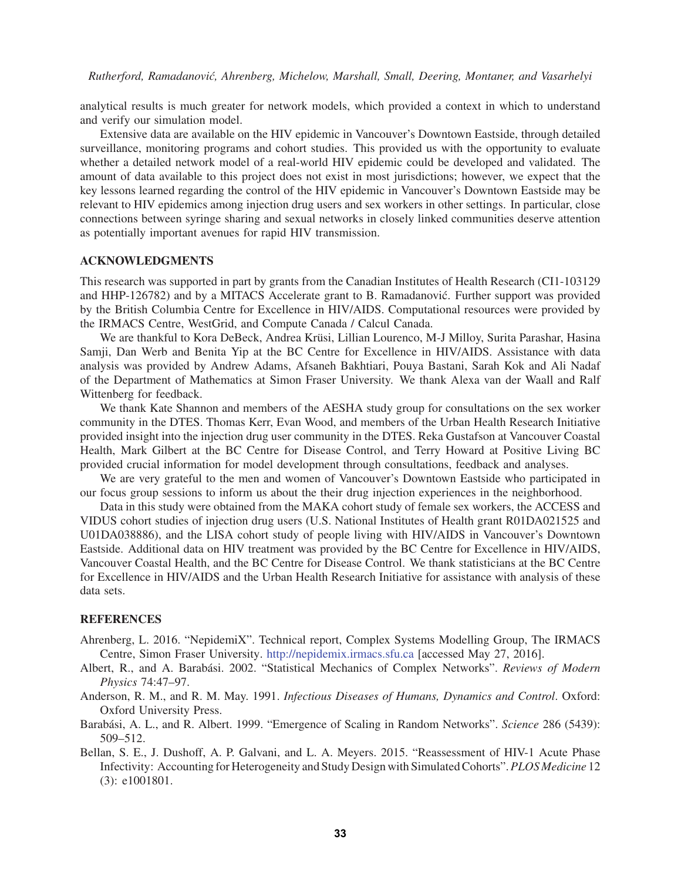analytical results is much greater for network models, which provided a context in which to understand and verify our simulation model.

Extensive data are available on the HIV epidemic in Vancouver's Downtown Eastside, through detailed surveillance, monitoring programs and cohort studies. This provided us with the opportunity to evaluate whether a detailed network model of a real-world HIV epidemic could be developed and validated. The amount of data available to this project does not exist in most jurisdictions; however, we expect that the key lessons learned regarding the control of the HIV epidemic in Vancouver's Downtown Eastside may be relevant to HIV epidemics among injection drug users and sex workers in other settings. In particular, close connections between syringe sharing and sexual networks in closely linked communities deserve attention as potentially important avenues for rapid HIV transmission.

## ACKNOWLEDGMENTS

This research was supported in part by grants from the Canadian Institutes of Health Research (CI1-103129 and HHP-126782) and by a MITACS Accelerate grant to B. Ramadanović. Further support was provided by the British Columbia Centre for Excellence in HIV/AIDS. Computational resources were provided by the IRMACS Centre, WestGrid, and Compute Canada / Calcul Canada.

We are thankful to Kora DeBeck, Andrea Krüsi, Lillian Lourenco, M-J Milloy, Surita Parashar, Hasina Samji, Dan Werb and Benita Yip at the BC Centre for Excellence in HIV/AIDS. Assistance with data analysis was provided by Andrew Adams, Afsaneh Bakhtiari, Pouya Bastani, Sarah Kok and Ali Nadaf of the Department of Mathematics at Simon Fraser University. We thank Alexa van der Waall and Ralf Wittenberg for feedback.

We thank Kate Shannon and members of the AESHA study group for consultations on the sex worker community in the DTES. Thomas Kerr, Evan Wood, and members of the Urban Health Research Initiative provided insight into the injection drug user community in the DTES. Reka Gustafson at Vancouver Coastal Health, Mark Gilbert at the BC Centre for Disease Control, and Terry Howard at Positive Living BC provided crucial information for model development through consultations, feedback and analyses.

We are very grateful to the men and women of Vancouver's Downtown Eastside who participated in our focus group sessions to inform us about the their drug injection experiences in the neighborhood.

Data in this study were obtained from the MAKA cohort study of female sex workers, the ACCESS and VIDUS cohort studies of injection drug users (U.S. National Institutes of Health grant R01DA021525 and U01DA038886), and the LISA cohort study of people living with HIV/AIDS in Vancouver's Downtown Eastside. Additional data on HIV treatment was provided by the BC Centre for Excellence in HIV/AIDS, Vancouver Coastal Health, and the BC Centre for Disease Control. We thank statisticians at the BC Centre for Excellence in HIV/AIDS and the Urban Health Research Initiative for assistance with analysis of these data sets.

## REFERENCES

Ahrenberg, L. 2016. "NepidemiX". Technical report, Complex Systems Modelling Group, The IRMACS Centre, Simon Fraser University. http://nepidemix.irmacs.sfu.ca [accessed May 27, 2016].

Albert, R., and A. Barabási. 2002. "Statistical Mechanics of Complex Networks". *Reviews of Modern Physics* 74:47–97.

Anderson, R. M., and R. M. May. 1991. *Infectious Diseases of Humans, Dynamics and Control*. Oxford: Oxford University Press.

Barabási, A. L., and R. Albert. 1999. "Emergence of Scaling in Random Networks". *Science* 286 (5439): 509–512.

Bellan, S. E., J. Dushoff, A. P. Galvani, and L. A. Meyers. 2015. "Reassessment of HIV-1 Acute Phase Infectivity: Accounting for Heterogeneity and Study Design with Simulated Cohorts". *PLOS Medicine* 12 (3): e1001801.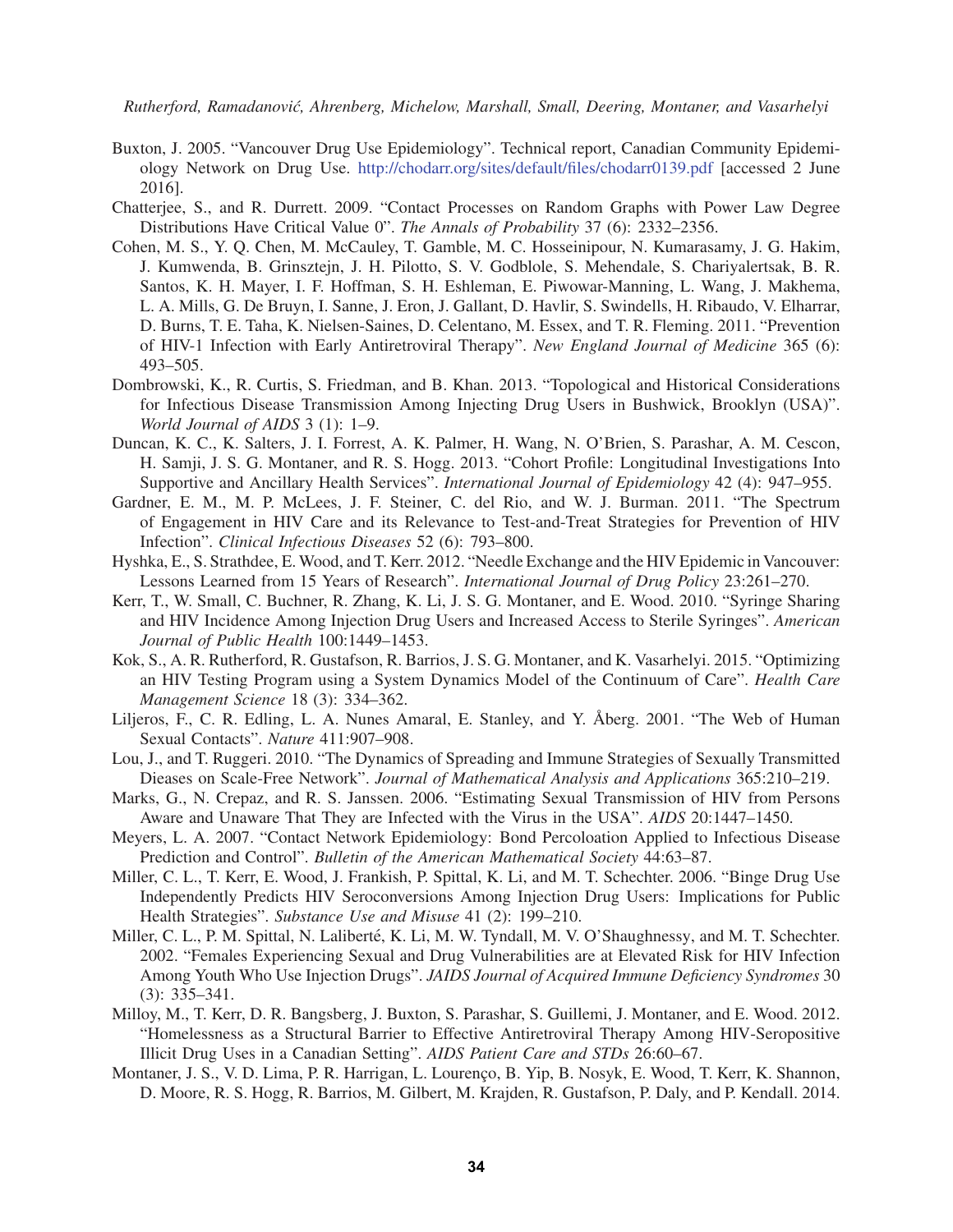Buxton, J. 2005. "Vancouver Drug Use Epidemiology". Technical report, Canadian Community Epidemiology Network on Drug Use. http://chodarr.org/sites/default/files/chodarr0139.pdf [accessed 2 June 2016].

Chatterjee, S., and R. Durrett. 2009. "Contact Processes on Random Graphs with Power Law Degree Distributions Have Critical Value 0". *The Annals of Probability* 37 (6): 2332–2356.

Cohen, M. S., Y. Q. Chen, M. McCauley, T. Gamble, M. C. Hosseinipour, N. Kumarasamy, J. G. Hakim, J. Kumwenda, B. Grinsztejn, J. H. Pilotto, S. V. Godblole, S. Mehendale, S. Chariyalertsak, B. R. Santos, K. H. Mayer, I. F. Hoffman, S. H. Eshleman, E. Piwowar-Manning, L. Wang, J. Makhema, L. A. Mills, G. De Bruyn, I. Sanne, J. Eron, J. Gallant, D. Havlir, S. Swindells, H. Ribaudo, V. Elharrar, D. Burns, T. E. Taha, K. Nielsen-Saines, D. Celentano, M. Essex, and T. R. Fleming. 2011. "Prevention of HIV-1 Infection with Early Antiretroviral Therapy". *New England Journal of Medicine* 365 (6): 493–505.

Dombrowski, K., R. Curtis, S. Friedman, and B. Khan. 2013. "Topological and Historical Considerations for Infectious Disease Transmission Among Injecting Drug Users in Bushwick, Brooklyn (USA)". *World Journal of AIDS* 3 (1): 1–9.

Duncan, K. C., K. Salters, J. I. Forrest, A. K. Palmer, H. Wang, N. O'Brien, S. Parashar, A. M. Cescon, H. Samji, J. S. G. Montaner, and R. S. Hogg. 2013. "Cohort Profile: Longitudinal Investigations Into Supportive and Ancillary Health Services". *International Journal of Epidemiology* 42 (4): 947–955.

Gardner, E. M., M. P. McLees, J. F. Steiner, C. del Rio, and W. J. Burman. 2011. "The Spectrum of Engagement in HIV Care and its Relevance to Test-and-Treat Strategies for Prevention of HIV Infection". *Clinical Infectious Diseases* 52 (6): 793–800.

Hyshka, E., S. Strathdee, E. Wood, and T. Kerr. 2012. "Needle Exchange and the HIV Epidemic in Vancouver: Lessons Learned from 15 Years of Research". *International Journal of Drug Policy* 23:261–270.

Kerr, T., W. Small, C. Buchner, R. Zhang, K. Li, J. S. G. Montaner, and E. Wood. 2010. "Syringe Sharing and HIV Incidence Among Injection Drug Users and Increased Access to Sterile Syringes". *American Journal of Public Health* 100:1449–1453.

Kok, S., A. R. Rutherford, R. Gustafson, R. Barrios, J. S. G. Montaner, and K. Vasarhelyi. 2015. "Optimizing an HIV Testing Program using a System Dynamics Model of the Continuum of Care". *Health Care Management Science* 18 (3): 334–362.

Liljeros, F., C. R. Edling, L. A. Nunes Amaral, E. Stanley, and Y. Åberg. 2001. "The Web of Human Sexual Contacts". *Nature* 411:907–908.

Lou, J., and T. Ruggeri. 2010. "The Dynamics of Spreading and Immune Strategies of Sexually Transmitted Dieases on Scale-Free Network". *Journal of Mathematical Analysis and Applications* 365:210–219.

Marks, G., N. Crepaz, and R. S. Janssen. 2006. "Estimating Sexual Transmission of HIV from Persons Aware and Unaware That They are Infected with the Virus in the USA". *AIDS* 20:1447–1450.

Meyers, L. A. 2007. "Contact Network Epidemiology: Bond Percoloation Applied to Infectious Disease Prediction and Control". *Bulletin of the American Mathematical Society* 44:63–87.

Miller, C. L., T. Kerr, E. Wood, J. Frankish, P. Spittal, K. Li, and M. T. Schechter. 2006. "Binge Drug Use Independently Predicts HIV Seroconversions Among Injection Drug Users: Implications for Public Health Strategies". *Substance Use and Misuse* 41 (2): 199–210.

Miller, C. L., P. M. Spittal, N. Laliberté, K. Li, M. W. Tyndall, M. V. O'Shaughnessy, and M. T. Schechter. 2002. "Females Experiencing Sexual and Drug Vulnerabilities are at Elevated Risk for HIV Infection Among Youth Who Use Injection Drugs". *JAIDS Journal of Acquired Immune Deficiency Syndromes* 30 (3): 335–341.

Milloy, M., T. Kerr, D. R. Bangsberg, J. Buxton, S. Parashar, S. Guillemi, J. Montaner, and E. Wood. 2012. "Homelessness as a Structural Barrier to Effective Antiretroviral Therapy Among HIV-Seropositive Illicit Drug Uses in a Canadian Setting". *AIDS Patient Care and STDs* 26:60–67.

Montaner, J. S., V. D. Lima, P. R. Harrigan, L. Lourenço, B. Yip, B. Nosyk, E. Wood, T. Kerr, K. Shannon, D. Moore, R. S. Hogg, R. Barrios, M. Gilbert, M. Krajden, R. Gustafson, P. Daly, and P. Kendall. 2014.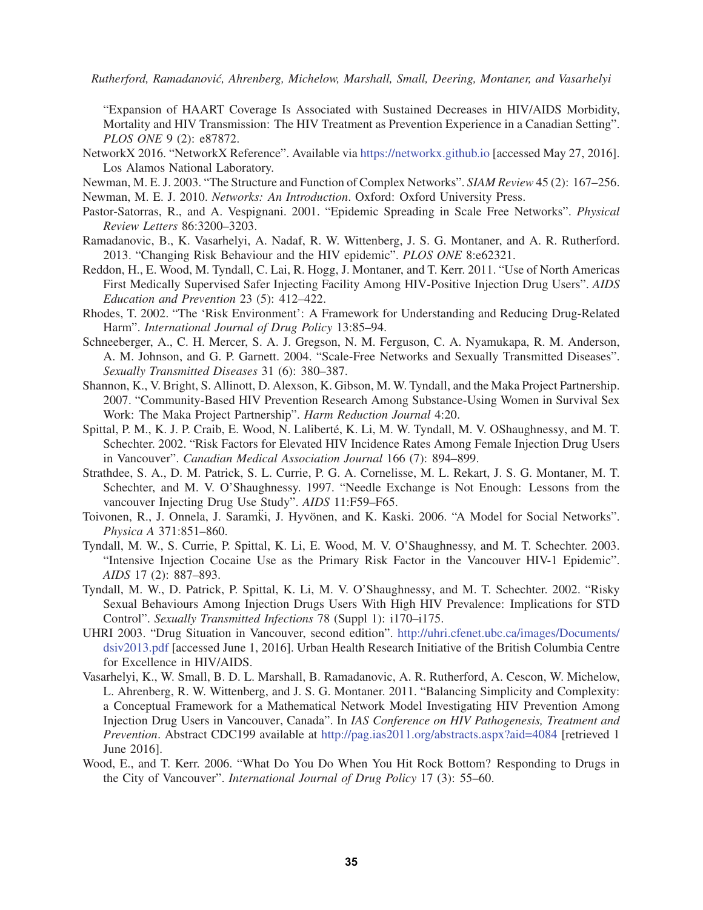"Expansion of HAART Coverage Is Associated with Sustained Decreases in HIV/AIDS Morbidity, Mortality and HIV Transmission: The HIV Treatment as Prevention Experience in a Canadian Setting". *PLOS ONE* 9 (2): e87872.

NetworkX 2016. "NetworkX Reference". Available via https://networkx.github.io [accessed May 27, 2016]. Los Alamos National Laboratory.

Newman, M. E. J. 2003. "The Structure and Function of Complex Networks". *SIAM Review* 45 (2): 167–256.

Newman, M. E. J. 2010. *Networks: An Introduction*. Oxford: Oxford University Press.

Pastor-Satorras, R., and A. Vespignani. 2001. "Epidemic Spreading in Scale Free Networks". *Physical Review Letters* 86:3200–3203.

Ramadanovic, B., K. Vasarhelyi, A. Nadaf, R. W. Wittenberg, J. S. G. Montaner, and A. R. Rutherford. 2013. "Changing Risk Behaviour and the HIV epidemic". *PLOS ONE* 8:e62321.

Reddon, H., E. Wood, M. Tyndall, C. Lai, R. Hogg, J. Montaner, and T. Kerr. 2011. "Use of North Americas First Medically Supervised Safer Injecting Facility Among HIV-Positive Injection Drug Users". *AIDS Education and Prevention* 23 (5): 412–422.

Rhodes, T. 2002. "The 'Risk Environment': A Framework for Understanding and Reducing Drug-Related Harm". *International Journal of Drug Policy* 13:85–94.

Schneeberger, A., C. H. Mercer, S. A. J. Gregson, N. M. Ferguson, C. A. Nyamukapa, R. M. Anderson, A. M. Johnson, and G. P. Garnett. 2004. "Scale-Free Networks and Sexually Transmitted Diseases". *Sexually Transmitted Diseases* 31 (6): 380–387.

Shannon, K., V. Bright, S. Allinott, D. Alexson, K. Gibson, M. W. Tyndall, and the Maka Project Partnership. 2007. "Community-Based HIV Prevention Research Among Substance-Using Women in Survival Sex Work: The Maka Project Partnership". *Harm Reduction Journal* 4:20.

Spittal, P. M., K. J. P. Craib, E. Wood, N. Laliberté, K. Li, M. W. Tyndall, M. V. OShaughnessy, and M. T. Schechter. 2002. "Risk Factors for Elevated HIV Incidence Rates Among Female Injection Drug Users in Vancouver". *Canadian Medical Association Journal* 166 (7): 894–899.

Strathdee, S. A., D. M. Patrick, S. L. Currie, P. G. A. Cornelisse, M. L. Rekart, J. S. G. Montaner, M. T. Schechter, and M. V. O'Shaughnessy. 1997. "Needle Exchange is Not Enough: Lessons from the vancouver Injecting Drug Use Study". *AIDS* 11:F59–F65.

Toivonen, R., J. Onnela, J. Saramk̈i, J. Hyvönen, and K. Kaski. 2006. "A Model for Social Networks". *Physica A* 371:851–860.

Tyndall, M. W., S. Currie, P. Spittal, K. Li, E. Wood, M. V. O'Shaughnessy, and M. T. Schechter. 2003. "Intensive Injection Cocaine Use as the Primary Risk Factor in the Vancouver HIV-1 Epidemic". *AIDS* 17 (2): 887–893.

Tyndall, M. W., D. Patrick, P. Spittal, K. Li, M. V. O'Shaughnessy, and M. T. Schechter. 2002. "Risky Sexual Behaviours Among Injection Drugs Users With High HIV Prevalence: Implications for STD Control". *Sexually Transmitted Infections* 78 (Suppl 1): i170–i175.

UHRI 2003. "Drug Situation in Vancouver, second edition". http://uhri.cfenet.ubc.ca/images/Documents/dsiv2013.pdf [accessed June 1, 2016]. Urban Health Research Initiative of the British Columbia Centre for Excellence in HIV/AIDS.

Vasarhelyi, K., W. Small, B. D. L. Marshall, B. Ramadanovic, A. R. Rutherford, A. Cescon, W. Michelow, L. Ahrenberg, R. W. Wittenberg, and J. S. G. Montaner. 2011. "Balancing Simplicity and Complexity: a Conceptual Framework for a Mathematical Network Model Investigating HIV Prevention Among Injection Drug Users in Vancouver, Canada". In *IAS Conference on HIV Pathogenesis, Treatment and Prevention*. Abstract CDC199 available at http://pag.ias2011.org/abstracts.aspx?aid=4084 [retrieved 1 June 2016].

Wood, E., and T. Kerr. 2006. "What Do You Do When You Hit Rock Bottom? Responding to Drugs in the City of Vancouver". *International Journal of Drug Policy* 17 (3): 55–60.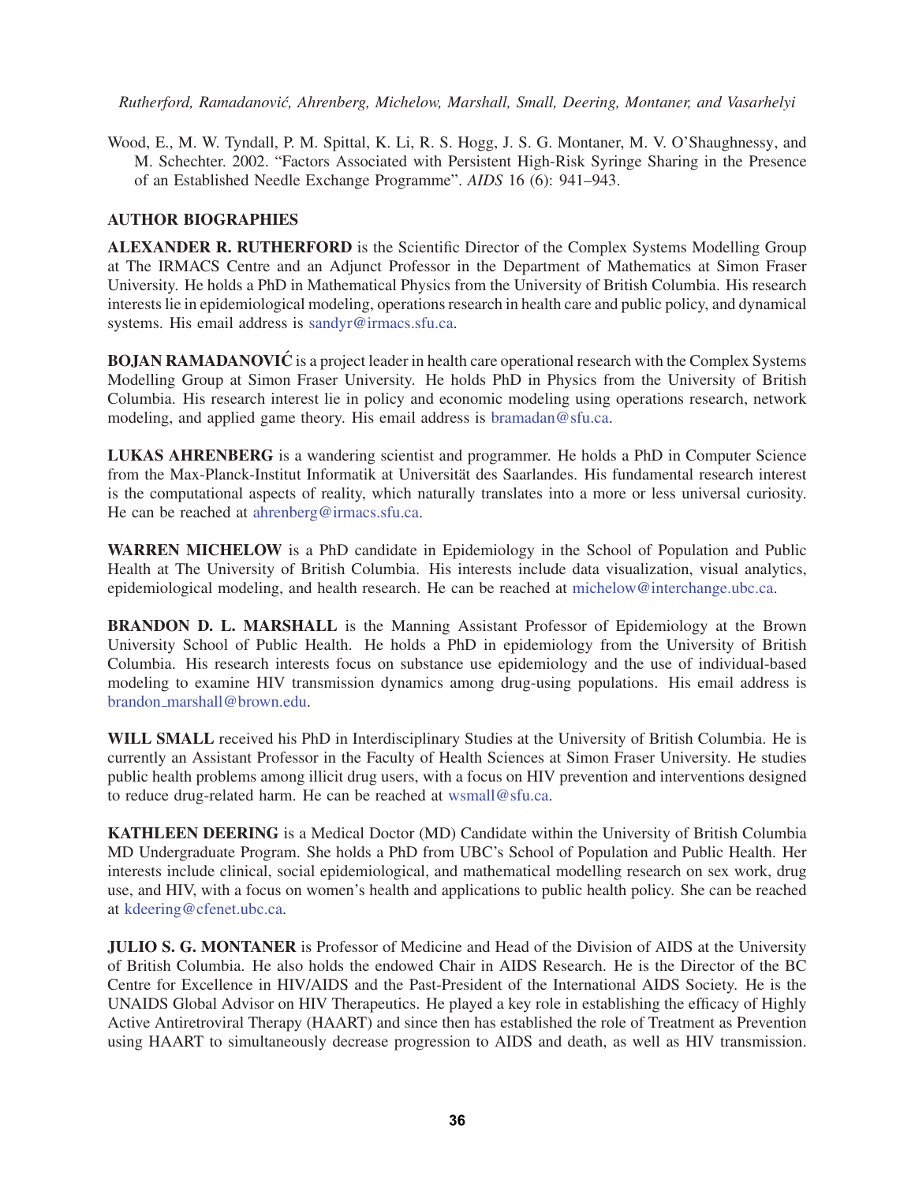Wood, E., M. W. Tyndall, P. M. Spittal, K. Li, R. S. Hogg, J. S. G. Montaner, M. V. O'Shaughnessy, and M. Schechter. 2002. "Factors Associated with Persistent High-Risk Syringe Sharing in the Presence of an Established Needle Exchange Programme". *AIDS* 16 (6): 941–943.

## AUTHOR BIOGRAPHIES

**ALEXANDER R. RUTHERFORD** is the Scientific Director of the Complex Systems Modelling Group at The IRMACS Centre and an Adjunct Professor in the Department of Mathematics at Simon Fraser University. He holds a PhD in Mathematical Physics from the University of British Columbia. His research interests lie in epidemiological modeling, operations research in health care and public policy, and dynamical systems. His email address is sandyr@irmacs.sfu.ca.

**BOJAN RAMADANOVIĆ** is a project leader in health care operational research with the Complex Systems Modelling Group at Simon Fraser University. He holds PhD in Physics from the University of British Columbia. His research interest lie in policy and economic modeling using operations research, network modeling, and applied game theory. His email address is bramadan@sfu.ca.

**LUKAS AHRENBERG** is a wandering scientist and programmer. He holds a PhD in Computer Science from the Max-Planck-Institut Informatik at Universität des Saarlandes. His fundamental research interest is the computational aspects of reality, which naturally translates into a more or less universal curiosity. He can be reached at ahrenberg@irmacs.sfu.ca.

**WARREN MICHELOW** is a PhD candidate in Epidemiology in the School of Population and Public Health at The University of British Columbia. His interests include data visualization, visual analytics, epidemiological modeling, and health research. He can be reached at michelow@interchange.ubc.ca.

**BRANDON D. L. MARSHALL** is the Manning Assistant Professor of Epidemiology at the Brown University School of Public Health. He holds a PhD in epidemiology from the University of British Columbia. His research interests focus on substance use epidemiology and the use of individual-based modeling to examine HIV transmission dynamics among drug-using populations. His email address is brandon_marshall@brown.edu.

**WILL SMALL** received his PhD in Interdisciplinary Studies at the University of British Columbia. He is currently an Assistant Professor in the Faculty of Health Sciences at Simon Fraser University. He studies public health problems among illicit drug users, with a focus on HIV prevention and interventions designed to reduce drug-related harm. He can be reached at wsmall@sfu.ca.

**KATHLEEN DEERING** is a Medical Doctor (MD) Candidate within the University of British Columbia MD Undergraduate Program. She holds a PhD from UBC's School of Population and Public Health. Her interests include clinical, social epidemiological, and mathematical modelling research on sex work, drug use, and HIV, with a focus on women's health and applications to public health policy. She can be reached at kdeering@cfenet.ubc.ca.

**JULIO S. G. MONTANER** is Professor of Medicine and Head of the Division of AIDS at the University of British Columbia. He also holds the endowed Chair in AIDS Research. He is the Director of the BC Centre for Excellence in HIV/AIDS and the Past-President of the International AIDS Society. He is the UNAIDS Global Advisor on HIV Therapeutics. He played a key role in establishing the efficacy of Highly Active Antiretroviral Therapy (HAART) and since then has established the role of Treatment as Prevention using HAART to simultaneously decrease progression to AIDS and death, as well as HIV transmission.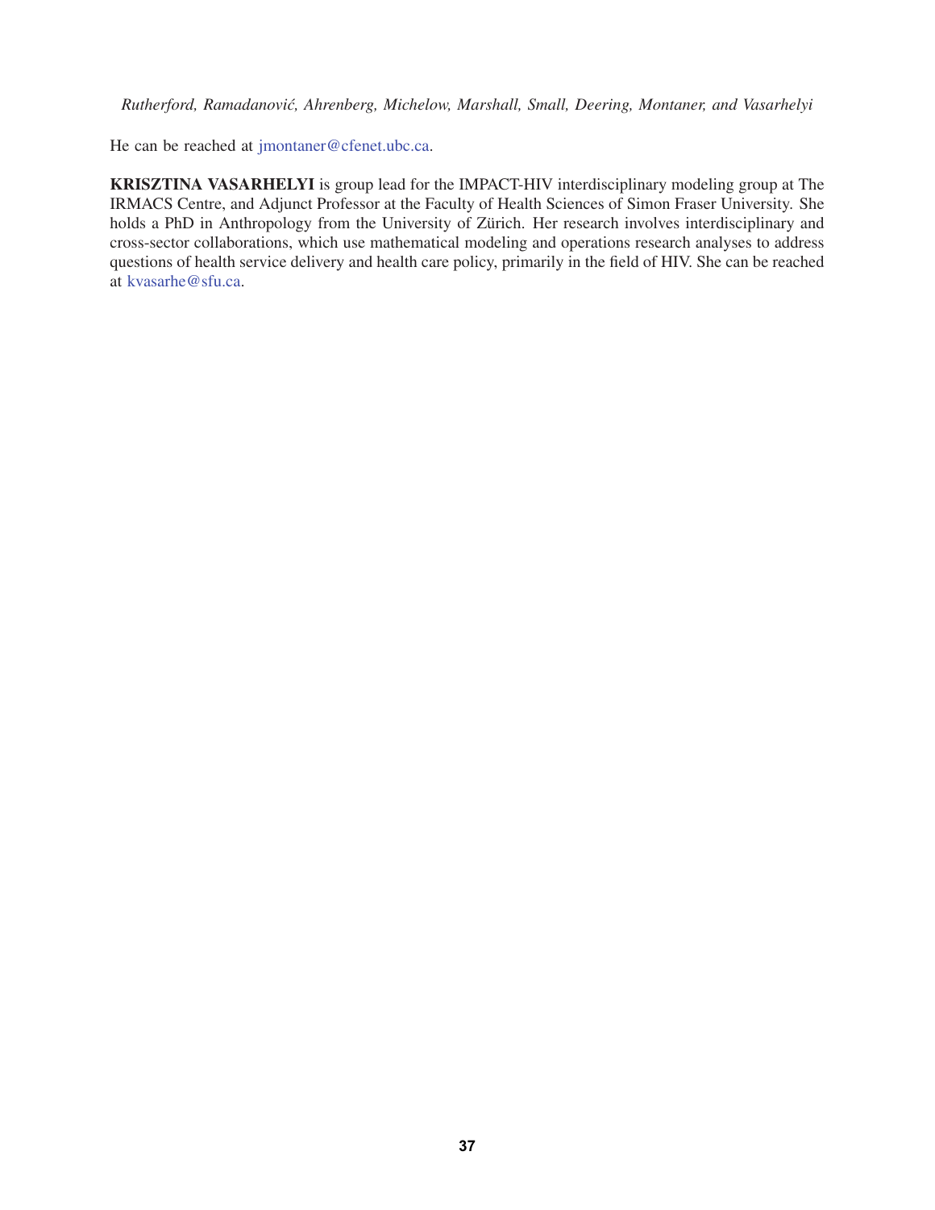He can be reached at jmontaner@cfenet.ubc.ca.

**KRISZTINA VASARHELYI** is group lead for the IMPACT-HIV interdisciplinary modeling group at The IRMACS Centre, and Adjunct Professor at the Faculty of Health Sciences of Simon Fraser University. She holds a PhD in Anthropology from the University of Zürich. Her research involves interdisciplinary and cross-sector collaborations, which use mathematical modeling and operations research analyses to address questions of health service delivery and health care policy, primarily in the field of HIV. She can be reached at kvasarhe@sfu.ca.